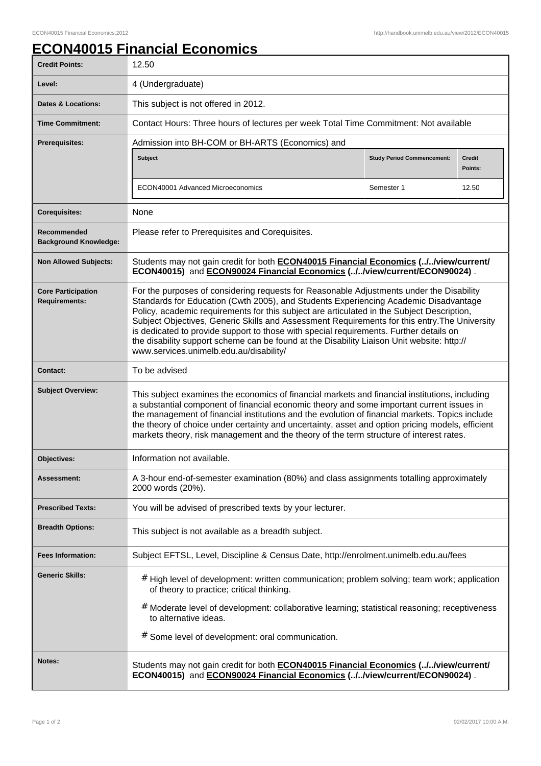# ECON40015 Financial Economics

| | |
|---|---|
| **Credit Points:** | 12.50 |
| **Level:** | 4 (Undergraduate) |
| **Dates & Locations:** | This subject is not offered in 2012. |
| **Time Commitment:** | Contact Hours: Three hours of lectures per week Total Time Commitment: Not available |
| **Prerequisites:** | Admission into BH-COM or BH-ARTS (Economics) and<br><br>**Subject** / **Study Period Commencement:** / **Credit Points:**<br>ECON40001 Advanced Microeconomics / Semester 1 / 12.50 |
| **Corequisites:** | None |
| **Recommended Background Knowledge:** | Please refer to Prerequisites and Corequisites. |
| **Non Allowed Subjects:** | Students may not gain credit for both **ECON40015 Financial Economics (../../view/current/ECON40015)** and **ECON90024 Financial Economics (../../view/current/ECON90024)** . |
| **Core Participation Requirements:** | For the purposes of considering requests for Reasonable Adjustments under the Disability Standards for Education (Cwth 2005), and Students Experiencing Academic Disadvantage Policy, academic requirements for this subject are articulated in the Subject Description, Subject Objectives, Generic Skills and Assessment Requirements for this entry.The University is dedicated to provide support to those with special requirements. Further details on the disability support scheme can be found at the Disability Liaison Unit website: http://www.services.unimelb.edu.au/disability/ |
| **Contact:** | To be advised |
| **Subject Overview:** | This subject examines the economics of financial markets and financial institutions, including a substantial component of financial economic theory and some important current issues in the management of financial institutions and the evolution of financial markets. Topics include the theory of choice under certainty and uncertainty, asset and option pricing models, efficient markets theory, risk management and the theory of the term structure of interest rates. |
| **Objectives:** | Information not available. |
| **Assessment:** | A 3-hour end-of-semester examination (80%) and class assignments totalling approximately 2000 words (20%). |
| **Prescribed Texts:** | You will be advised of prescribed texts by your lecturer. |
| **Breadth Options:** | This subject is not available as a breadth subject. |
| **Fees Information:** | Subject EFTSL, Level, Discipline & Census Date, http://enrolment.unimelb.edu.au/fees |
| **Generic Skills:** | # High level of development: written communication; problem solving; team work; application of theory to practice; critical thinking.<br># Moderate level of development: collaborative learning; statistical reasoning; receptiveness to alternative ideas.<br># Some level of development: oral communication. |
| **Notes:** | Students may not gain credit for both **ECON40015 Financial Economics (../../view/current/ECON40015)** and **ECON90024 Financial Economics (../../view/current/ECON90024)** . |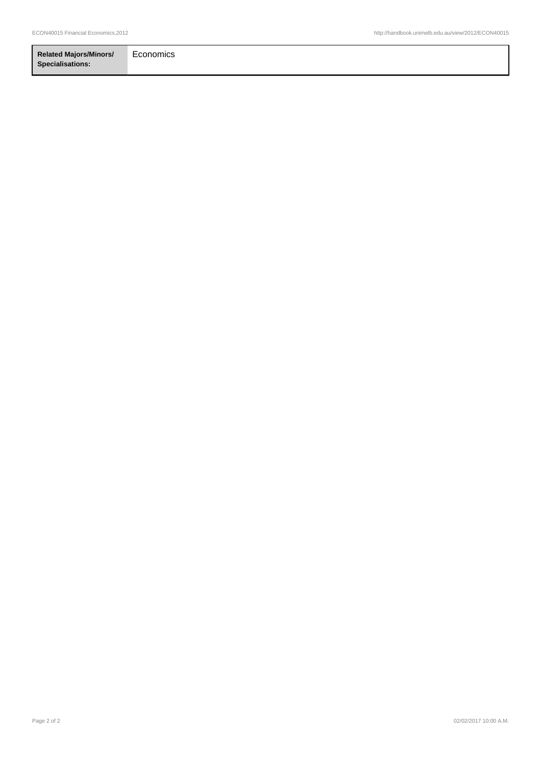| | |
|---|---|
| **Related Majors/Minors/ Specialisations:** | Economics |